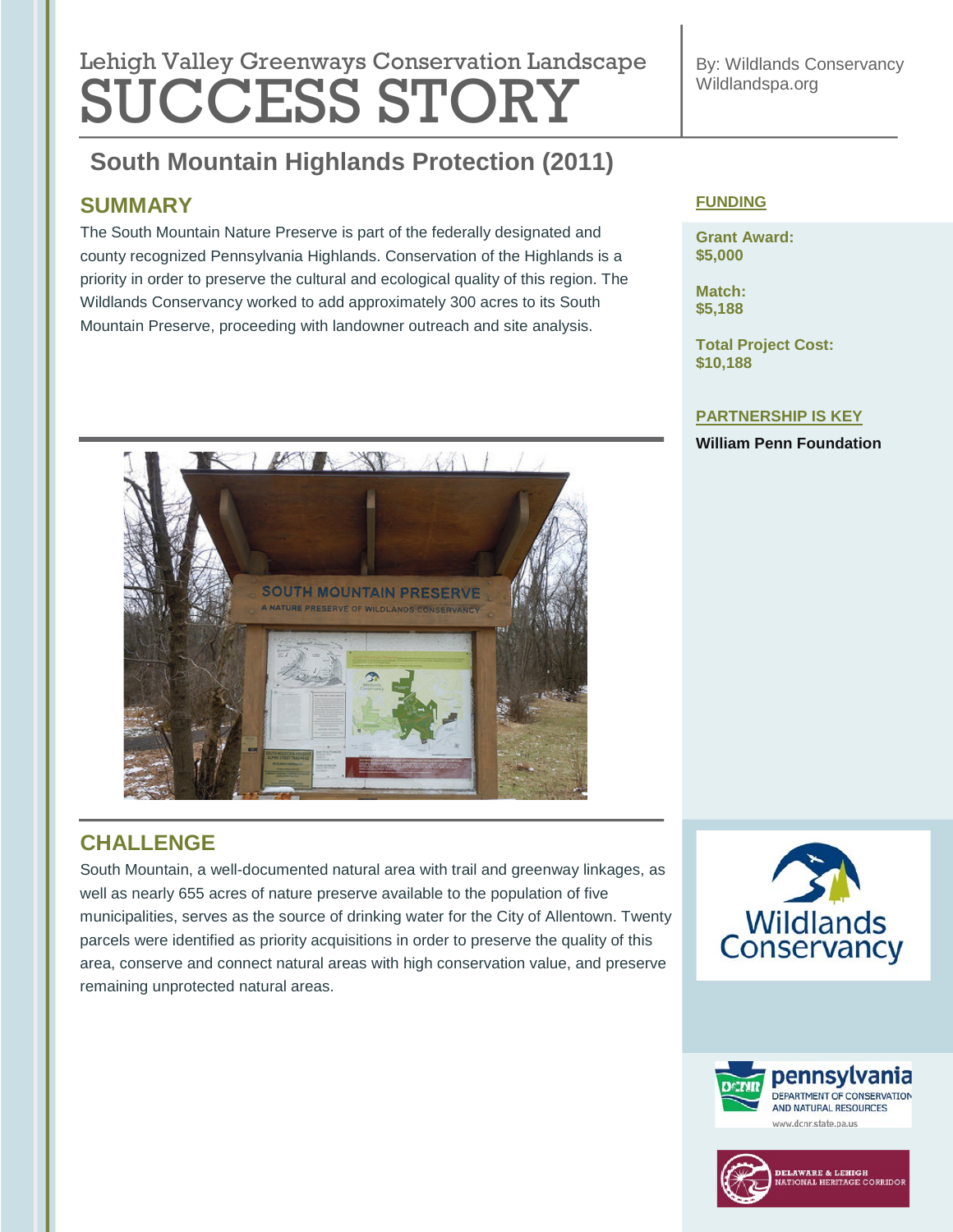Lehigh Valley Greenways Conservation Landscape

# SUCCESS STORY

By: Wildlands Conservancy
Wildlandspa.org

## South Mountain Highlands Protection (2011)

### SUMMARY

The South Mountain Nature Preserve is part of the federally designated and county recognized Pennsylvania Highlands. Conservation of the Highlands is a priority in order to preserve the cultural and ecological quality of this region. The Wildlands Conservancy worked to add approximately 300 acres to its South Mountain Preserve, proceeding with landowner outreach and site analysis.

### FUNDING

**Grant Award:**
**$5,000**

**Match:**
**$5,188**

**Total Project Cost:**
**$10,188**

### PARTNERSHIP IS KEY

**William Penn Foundation**

### CHALLENGE

South Mountain, a well-documented natural area with trail and greenway linkages, as well as nearly 655 acres of nature preserve available to the population of five municipalities, serves as the source of drinking water for the City of Allentown. Twenty parcels were identified as priority acquisitions in order to preserve the quality of this area, conserve and connect natural areas with high conservation value, and preserve remaining unprotected natural areas.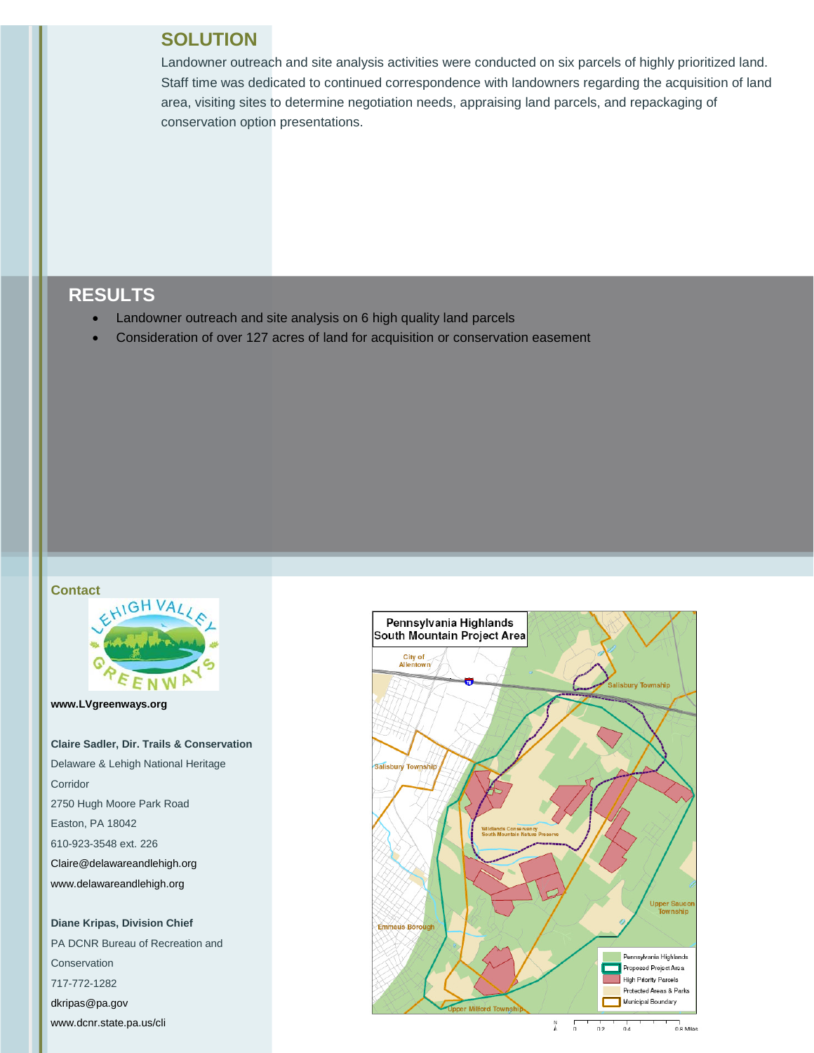## SOLUTION

Landowner outreach and site analysis activities were conducted on six parcels of highly prioritized land. Staff time was dedicated to continued correspondence with landowners regarding the acquisition of land area, visiting sites to determine negotiation needs, appraising land parcels, and repackaging of conservation option presentations.

## RESULTS

- Landowner outreach and site analysis on 6 high quality land parcels
- Consideration of over 127 acres of land for acquisition or conservation easement

### Contact

LEHIGH VALLEY GREENWAYS

**www.LVgreenways.org**

**Claire Sadler, Dir. Trails & Conservation**
Delaware & Lehigh National Heritage Corridor
2750 Hugh Moore Park Road
Easton, PA 18042
610-923-3548 ext. 226
Claire@delawareandlehigh.org
www.delawareandlehigh.org

**Diane Kripas, Division Chief**
PA DCNR Bureau of Recreation and Conservation
717-772-1282
dkripas@pa.gov
www.dcnr.state.pa.us/cli

Pennsylvania Highlands
South Mountain Project Area

City of Allentown
Salisbury Township
Salisbury Township
Wildlands Conservancy South Mountain Nature Preserve
Upper Saucon Township
Emmaus Borough
Upper Milford Township

Pennsylvania Highlands
Proposed Project Area
High Priority Parcels
Protected Areas & Parks
Municipal Boundary

N
0 0.2 0.4 0.8 Miles